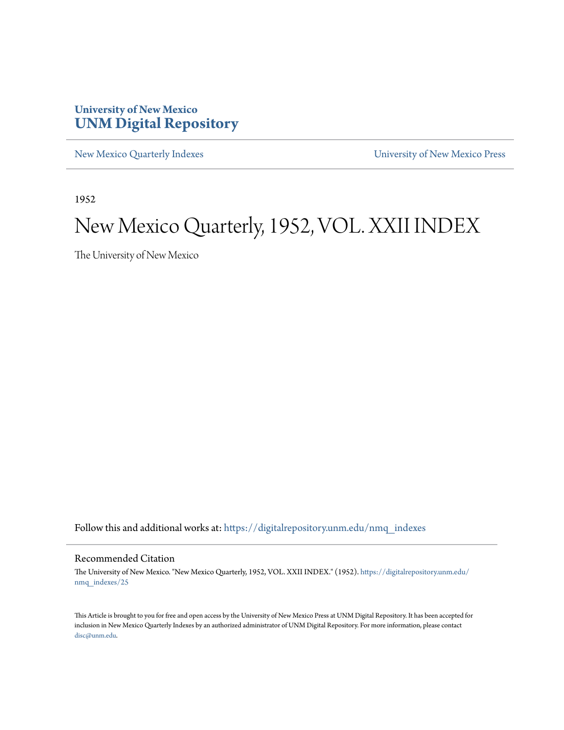University of New Mexico
**UNM Digital Repository**

New Mexico Quarterly Indexes | University of New Mexico Press

1952

# New Mexico Quarterly, 1952, VOL. XXII INDEX

The University of New Mexico

Follow this and additional works at: https://digitalrepository.unm.edu/nmq_indexes

## Recommended Citation

The University of New Mexico. "New Mexico Quarterly, 1952, VOL. XXII INDEX." (1952). https://digitalrepository.unm.edu/nmq_indexes/25

This Article is brought to you for free and open access by the University of New Mexico Press at UNM Digital Repository. It has been accepted for inclusion in New Mexico Quarterly Indexes by an authorized administrator of UNM Digital Repository. For more information, please contact disc@unm.edu.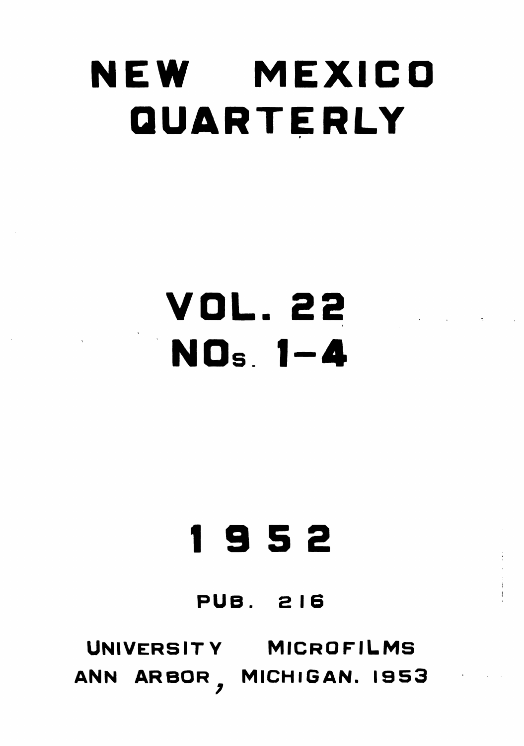# NEW MEXICO QUARTERLY

## VOL. 22
## NOs. 1-4

## 1952

PUB. 216

UNIVERSITY MICROFILMS
ANN ARBOR, MICHIGAN. 1953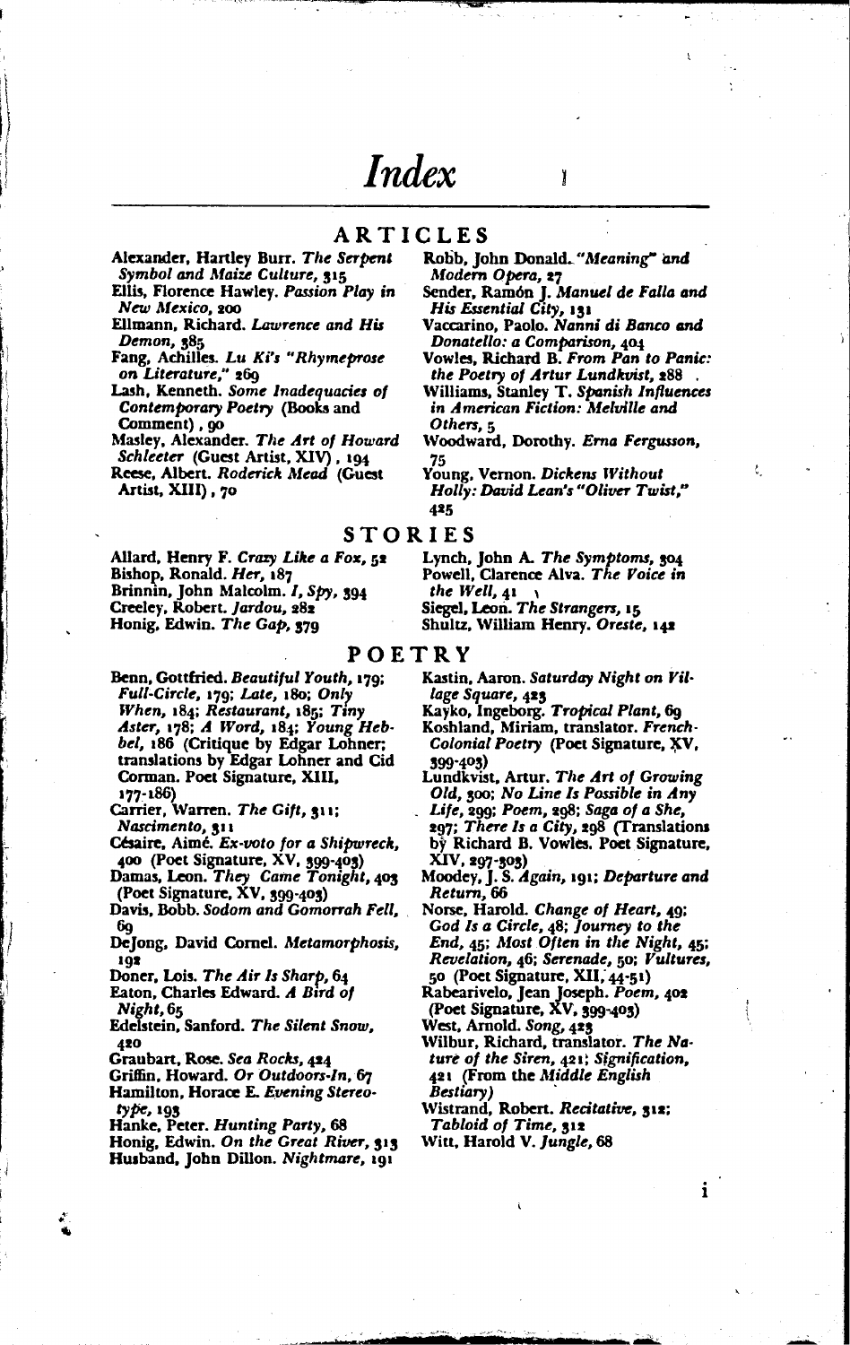# Index

## ARTICLES

Alexander, Hartley Burr. *The Serpent Symbol and Maize Culture*, 315

Ellis, Florence Hawley. *Passion Play in New Mexico*, 200

Ellmann, Richard. *Lawrence and His Demon*, 385

Fang, Achilles. *Lu Ki's "Rhymeprose on Literature,"* 269

Lash, Kenneth. *Some Inadequacies of Contemporary Poetry* (Books and Comment), 90

Masley, Alexander. *The Art of Howard Schleeter* (Guest Artist, XIV), 194

Reese, Albert. *Roderick Mead* (Guest Artist, XIII), 70

Robb, John Donald. *"Meaning" and Modern Opera*, 27

Sender, Ramón J. *Manuel de Falla and His Essential City*, 131

Vaccarino, Paolo. *Nanni di Banco and Donatello: a Comparison*, 404

Vowles, Richard B. *From Pan to Panic: the Poetry of Artur Lundkvist*, 288

Williams, Stanley T. *Spanish Influences in American Fiction: Melville and Others*, 5

Woodward, Dorothy. *Erna Fergusson*, 75

Young, Vernon. *Dickens Without Holly: David Lean's "Oliver Twist,"* 425

## STORIES

Allard, Henry F. *Crazy Like a Fox*, 52

Bishop, Ronald. *Her*, 187

Brinnin, John Malcolm. *I, Spy*, 394

Creeley, Robert. *Jardou*, 282

Honig, Edwin. *The Gap*, 379

Lynch, John A. *The Symptoms*, 304

Powell, Clarence Alva. *The Voice in the Well*, 41

Siegel, Leon. *The Strangers*, 15

Shultz, William Henry. *Oreste*, 142

## POETRY

Benn, Gottfried. *Beautiful Youth*, 179; *Full-Circle*, 179; *Late*, 180; *Only When*, 184; *Restaurant*, 185; *Tiny Aster*, 178; *A Word*, 184; *Young Hebbel*, 186 (Critique by Edgar Lohner; translations by Edgar Lohner and Cid Corman. Poet Signature, XIII, 177-186)

Carrier, Warren. *The Gift*, 311; *Nascimento*, 311

Césaire, Aimé. *Ex-voto for a Shipwreck*, 400 (Poet Signature, XV, 399-403)

Damas, Leon. *They Came Tonight*, 403 (Poet Signature, XV, 399-403)

Davis, Bobb. *Sodom and Gomorrah Fell*, 69

DeJong, David Cornel. *Metamorphosis*, 192

Doner, Lois. *The Air Is Sharp*, 64

Eaton, Charles Edward. *A Bird of Night*, 65

Edelstein, Sanford. *The Silent Snow*, 420

Graubart, Rose. *Sea Rocks*, 424

Griffin, Howard. *Or Outdoors-In*, 67

Hamilton, Horace E. *Evening Stereotype*, 193

Hanke, Peter. *Hunting Party*, 68

Honig, Edwin. *On the Great River*, 313

Husband, John Dillon. *Nightmare*, 191

Kastin, Aaron. *Saturday Night on Village Square*, 423

Kayko, Ingeborg. *Tropical Plant*, 69

Koshland, Miriam, translator. *French-Colonial Poetry* (Poet Signature, XV, 399-403)

Lundkvist, Artur. *The Art of Growing Old*, 300; *No Line Is Possible in Any Life*, 299; *Poem*, 298; *Saga of a She*, 297; *There Is a City*, 298 (Translations by Richard B. Vowles. Poet Signature, XIV, 297-303)

Moodey, J. S. *Again*, 191; *Departure and Return*, 66

Norse, Harold. *Change of Heart*, 49; *God Is a Circle*, 48; *Journey to the End*, 45; *Most Often in the Night*, 45; *Revelation*, 46; *Serenade*, 50; *Vultures*, 50 (Poet Signature, XII, 44-51)

Rabearivelo, Jean Joseph. *Poem*, 402 (Poet Signature, XV, 399-403)

West, Arnold. *Song*, 423

Wilbur, Richard, translator. *The Nature of the Siren*, 421; *Signification*, 421 (From the *Middle English Bestiary*)

Wistrand, Robert. *Recitative*, 312; *Tabloid of Time*, 312

Witt, Harold V. *Jungle*, 68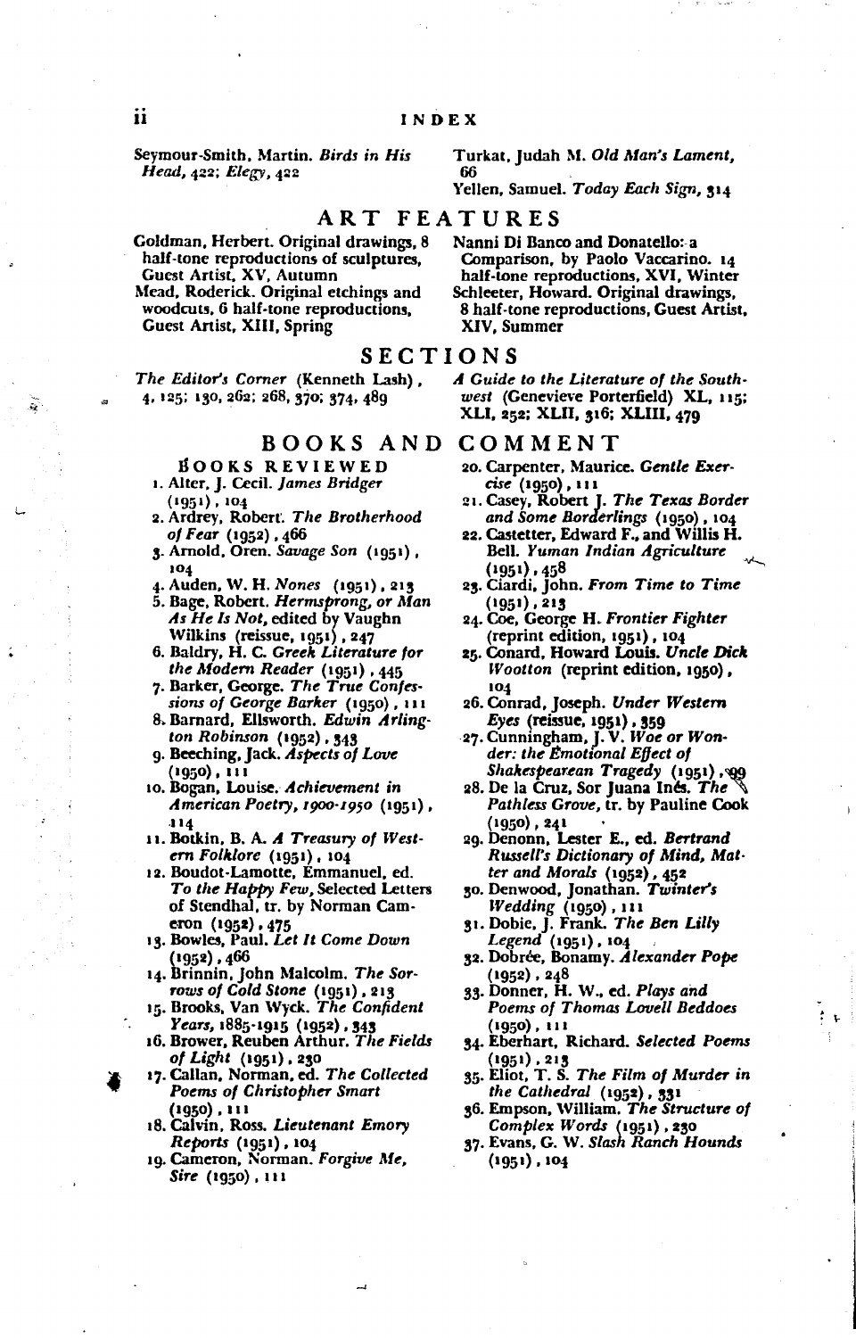Seymour-Smith, Martin. *Birds in His Head,* 422; *Elegy,* 422

Turkat, Judah M. *Old Man's Lament,* 66

Yellen, Samuel. *Today Each Sign,* 314

## ART FEATURES

Goldman, Herbert. Original drawings, 8 half-tone reproductions of sculptures, Guest Artist, XV, Autumn

Mead, Roderick. Original etchings and woodcuts, 6 half-tone reproductions, Guest Artist, XIII, Spring

Nanni Di Banco and Donatello: a Comparison, by Paolo Vaccarino. 14 half-tone reproductions, XVI, Winter

Schleeter, Howard. Original drawings, 8 half-tone reproductions, Guest Artist, XIV, Summer

## SECTIONS

*The Editor's Corner* (Kenneth Lash), 4, 125; 130, 262; 268, 370; 374, 489

*A Guide to the Literature of the Southwest* (Genevieve Porterfield) XL, 115; XLI, 252; XLII, 316; XLIII, 479

## BOOKS AND COMMENT

### BOOKS REVIEWED

1. Alter, J. Cecil. *James Bridger* (1951), 104
2. Ardrey, Robert. *The Brotherhood of Fear* (1952), 466
3. Arnold, Oren. *Savage Son* (1951), 104
4. Auden, W. H. *Nones* (1951), 213
5. Bage, Robert. *Hermsprong, or Man As He Is Not,* edited by Vaughn Wilkins (reissue, 1951), 247
6. Baldry, H. C. *Greek Literature for the Modern Reader* (1951), 445
7. Barker, George. *The True Confessions of George Barker* (1950), 111
8. Barnard, Ellsworth. *Edwin Arlington Robinson* (1952), 343
9. Beeching, Jack. *Aspects of Love* (1950), 111
10. Bogan, Louise. *Achievement in American Poetry, 1900-1950* (1951), 114
11. Botkin, B. A. *A Treasury of Western Folklore* (1951), 104
12. Boudot-Lamotte, Emmanuel, ed. *To the Happy Few,* Selected Letters of Stendhal, tr. by Norman Cameron (1952), 475
13. Bowles, Paul. *Let It Come Down* (1952), 466
14. Brinnin, John Malcolm. *The Sorrows of Cold Stone* (1951), 213
15. Brooks, Van Wyck. *The Confident Years,* 1885-1915 (1952), 343
16. Brower, Reuben Arthur. *The Fields of Light* (1951), 230
17. Callan, Norman, ed. *The Collected Poems of Christopher Smart* (1950), 111
18. Calvin, Ross. *Lieutenant Emory Reports* (1951), 104
19. Cameron, Norman. *Forgive Me, Sire* (1950), 111
20. Carpenter, Maurice. *Gentle Exercise* (1950), 111
21. Casey, Robert J. *The Texas Border and Some Borderlings* (1950), 104
22. Castetter, Edward F., and Willis H. Bell. *Yuman Indian Agriculture* (1951), 458
23. Ciardi, John. *From Time to Time* (1951), 213
24. Coe, George H. *Frontier Fighter* (reprint edition, 1951), 104
25. Conard, Howard Louis. *Uncle Dick Wootton* (reprint edition, 1950), 104
26. Conrad, Joseph. *Under Western Eyes* (reissue, 1951), 359
27. Cunningham, J. V. *Woe or Wonder: the Emotional Effect of Shakespearean Tragedy* (1951), 99
28. De la Cruz, Sor Juana Inés. *The Pathless Grove,* tr. by Pauline Cook (1950), 241
29. Denonn, Lester E., ed. *Bertrand Russell's Dictionary of Mind, Matter and Morals* (1952), 452
30. Denwood, Jonathan. *Twinter's Wedding* (1950), 111
31. Dobie, J. Frank. *The Ben Lilly Legend* (1951), 104
32. Dobrée, Bonamy. *Alexander Pope* (1952), 248
33. Donner, H. W., ed. *Plays and Poems of Thomas Lovell Beddoes* (1950), 111
34. Eberhart, Richard. *Selected Poems* (1951), 213
35. Eliot, T. S. *The Film of Murder in the Cathedral* (1952), 331
36. Empson, William. *The Structure of Complex Words* (1951), 230
37. Evans, G. W. *Slash Ranch Hounds* (1951), 104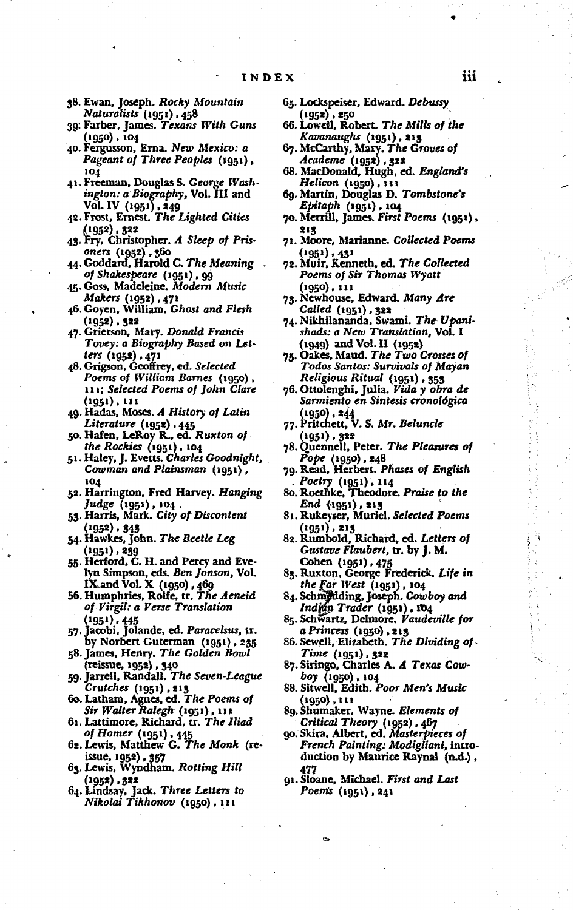# INDEX

38. Ewan, Joseph. *Rocky Mountain Naturalists* (1951), 458
39. Farber, James. *Texans With Guns* (1950), 104
40. Fergusson, Erna. *New Mexico: a Pageant of Three Peoples* (1951), 104
41. Freeman, Douglas S. *George Washington: a Biography*, Vol. III and Vol. IV (1951), 249
42. Frost, Ernest. *The Lighted Cities* (1952), 322
43. Fry, Christopher. *A Sleep of Prisoners* (1952), 360
44. Goddard, Harold C. *The Meaning of Shakespeare* (1951), 99
45. Goss, Madeleine. *Modern Music Makers* (1952), 471
46. Goyen, William. *Ghost and Flesh* (1952), 322
47. Grierson, Mary. *Donald Francis Tovey: a Biography Based on Letters* (1952), 471
48. Grigson, Geoffrey, ed. *Selected Poems of William Barnes* (1950), 111; *Selected Poems of John Clare* (1951), 111
49. Hadas, Moses. *A History of Latin Literature* (1952), 445
50. Hafen, LeRoy R., ed. *Ruxton of the Rockies* (1951), 104
51. Haley, J. Evetts. *Charles Goodnight, Cowman and Plainsman* (1951), 104
52. Harrington, Fred Harvey. *Hanging Judge* (1951), 104
53. Harris, Mark. *City of Discontent* (1952), 343
54. Hawkes, John. *The Beetle Leg* (1951), 239
55. Herford, C. H. and Percy and Evelyn Simpson, eds. *Ben Jonson*, Vol. IX and Vol. X (1950), 469
56. Humphries, Rolfe, tr. *The Aeneid of Virgil: a Verse Translation* (1951), 445
57. Jacobi, Jolande, ed. *Paracelsus*, tr. by Norbert Guterman (1951), 235
58. James, Henry. *The Golden Bowl* (reissue, 1952), 340
59. Jarrell, Randall. *The Seven-League Crutches* (1951), 213
60. Latham, Agnes, ed. *The Poems of Sir Walter Ralegh* (1951), 111
61. Lattimore, Richard, tr. *The Iliad of Homer* (1951), 445
62. Lewis, Matthew G. *The Monk* (reissue, 1952), 357
63. Lewis, Wyndham. *Rotting Hill* (1952), 322
64. Lindsay, Jack. *Three Letters to Nikolai Tikhonov* (1950), 111
65. Lockspeiser, Edward. *Debussy* (1952), 250
66. Lowell, Robert. *The Mills of the Kavanaughs* (1951), 213
67. McCarthy, Mary. *The Groves of Academe* (1952), 322
68. MacDonald, Hugh, ed. *England's Helicon* (1950), 111
69. Martin, Douglas D. *Tombstone's Epitaph* (1951), 104
70. Merrill, James. *First Poems* (1951), 213
71. Moore, Marianne. *Collected Poems* (1951), 431
72. Muir, Kenneth, ed. *The Collected Poems of Sir Thomas Wyatt* (1950), 111
73. Newhouse, Edward. *Many Are Called* (1951), 322
74. Nikhilananda, Swami. *The Upanishads: a New Translation*, Vol. I (1949) and Vol. II (1952)
75. Oakes, Maud. *The Two Crosses of Todos Santos: Survivals of Mayan Religious Ritual* (1951), 353
76. Ottolenghi, Julia. *Vida y obra de Sarmiento en Sintesis cronológica* (1950), 244
77. Pritchett, V. S. *Mr. Beluncle* (1951), 322
78. Quennell, Peter. *The Pleasures of Pope* (1950), 248
79. Read, Herbert. *Phases of English Poetry* (1951), 114
80. Roethke, Theodore. *Praise to the End* (1951), 213
81. Rukeyser, Muriel. *Selected Poems* (1951), 213
82. Rumbold, Richard, ed. *Letters of Gustave Flaubert*, tr. by J. M. Cohen (1951), 475
83. Ruxton, George Frederick. *Life in the Far West* (1951), 104
84. Schmedding, Joseph. *Cowboy and Indian Trader* (1951), 104
85. Schwartz, Delmore. *Vaudeville for a Princess* (1950), 213
86. Sewell, Elizabeth. *The Dividing of Time* (1951), 322
87. Siringo, Charles A. *A Texas Cowboy* (1950), 104
88. Sitwell, Edith. *Poor Men's Music* (1950), 111
89. Shumaker, Wayne. *Elements of Critical Theory* (1952), 467
90. Skira, Albert, ed. *Masterpieces of French Painting: Modigliani*, introduction by Maurice Raynal (n.d.), 477
91. Sloane, Michael. *First and Last Poems* (1951), 241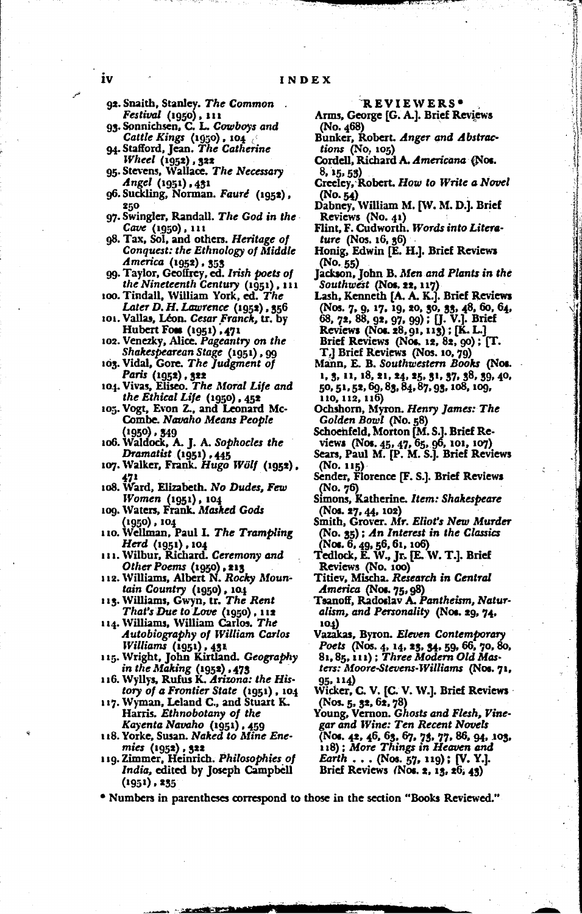92. Snaith, Stanley. *The Common Festival* (1950), 111
93. Sonnichsen, C. L. *Cowboys and Cattle Kings* (1950), 104
94. Stafford, Jean. *The Catherine Wheel* (1952), 322
95. Stevens, Wallace. *The Necessary Angel* (1951), 431
96. Suckling, Norman. *Fauré* (1952), 250
97. Swingler, Randall. *The God in the Cave* (1950), 111
98. Tax, Sol, and others. *Heritage of Conquest: the Ethnology of Middle America* (1952), 353
99. Taylor, Geoffrey, ed. *Irish poets of the Nineteenth Century* (1951), 111
100. Tindall, William York, ed. *The Later D. H. Lawrence* (1952), 356
101. Vallas, Léon. *Cesar Franck*, tr. by Hubert Foss (1951), 471
102. Venezky, Alice. *Pageantry on the Shakespearean Stage* (1951), 99
103. Vidal, Gore. *The Judgment of Paris* (1952), 322
104. Vivas, Eliseo. *The Moral Life and the Ethical Life* (1950), 452
105. Vogt, Evon Z., and Leonard McCombe. *Navaho Means People* (1950), 349
106. Waldock, A. J. A. *Sophocles the Dramatist* (1951), 445
107. Walker, Frank. *Hugo Wölf* (1952), 471
108. Ward, Elizabeth. *No Dudes, Few Women* (1951), 104
109. Waters, Frank. *Masked Gods* (1950), 104
110. Wellman, Paul I. *The Trampling Herd* (1951), 104
111. Wilbur, Richard. *Ceremony and Other Poems* (1950), 213
112. Williams, Albert N. *Rocky Mountain Country* (1950), 104
113. Williams, Gwyn, tr. *The Rent That's Due to Love* (1950), 112
114. Williams, William Carlos. *The Autobiography of William Carlos Williams* (1951), 431
115. Wright, John Kirtland. *Geography in the Making* (1952), 473
116. Wyllys, Rufus K. *Arizona: the History of a Frontier State* (1951), 104
117. Wyman, Leland C., and Stuart K. Harris. *Ethnobotany of the Kayenta Navaho* (1951), 459
118. Yorke, Susan. *Naked to Mine Enemies* (1952), 322
119. Zimmer, Heinrich. *Philosophies of India*, edited by Joseph Campbell (1951), 235

## REVIEWERS*

Arms, George [G. A.]. Brief Reviews (No. 468)

Bunker, Robert. *Anger and Abstractions* (No. 105)

Cordell, Richard A. *Americana* (Nos. 8, 15, 53)

Creeley, Robert. *How to Write a Novel* (No. 54)

Dabney, William M. [W. M. D.]. Brief Reviews (No. 41)

Flint, F. Cudworth. *Words into Literature* (Nos. 16, 36)

Honig, Edwin [E. H.]. Brief Reviews (No. 55)

Jackson, John B. *Men and Plants in the Southwest* (Nos. 22, 117)

Lash, Kenneth [A. A. K.]. Brief Reviews (Nos. 7, 9, 17, 19, 20, 30, 33, 48, 60, 64, 68, 72, 88, 92, 97, 99); [J. V.]. Brief Reviews (Nos. 28, 91, 113); [K. L.] Brief Reviews (Nos. 12, 82, 90); [T. T.] Brief Reviews (Nos. 10, 79)

Mann, E. B. *Southwestern Books* (Nos. 1, 3, 11, 18, 21, 24, 25, 31, 37, 38, 39, 40, 50, 51, 52, 69, 83, 84, 87, 93, 108, 109, 110, 112, 116)

Ochshorn, Myron. *Henry James: The Golden Bowl* (No. 58)

Schoenfeld, Morton [M. S.]. Brief Reviews (Nos. 45, 47, 65, 96, 101, 107)

Sears, Paul M. [P. M. S.]. Brief Reviews (No. 115)

Sender, Florence [F. S.]. Brief Reviews (No. 76)

Simons, Katherine. *Item: Shakespeare* (Nos. 27, 44, 102)

Smith, Grover. *Mr. Eliot's New Murder* (No. 35); *An Interest in the Classics* (Nos. 6, 49, 56, 61, 106)

Tedlock, E. W., Jr. [E. W. T.]. Brief Reviews (No. 100)

Titiev, Mischa. *Research in Central America* (Nos. 75, 98)

Tsanoff, Radoslav A. *Pantheism, Naturalism, and Personality* (Nos. 29, 74, 104)

Vazakas, Byron. *Eleven Contemporary Poets* (Nos. 4, 14, 23, 34, 59, 66, 70, 80, 81, 85, 111); *Three Modern Old Masters: Moore-Stevens-Williams* (Nos. 71, 95, 114)

Wicker, C. V. [C. V. W.]. Brief Reviews (Nos. 5, 32, 62, 78)

Young, Vernon. *Ghosts and Flesh, Vinegar and Wine: Ten Recent Novels* (Nos. 42, 46, 63, 67, 73, 77, 86, 94, 103, 118); *More Things in Heaven and Earth . . .* (Nos. 57, 119); [V. Y.]. Brief Reviews (Nos. 2, 13, 26, 43)

\* Numbers in parentheses correspond to those in the section "Books Reviewed."